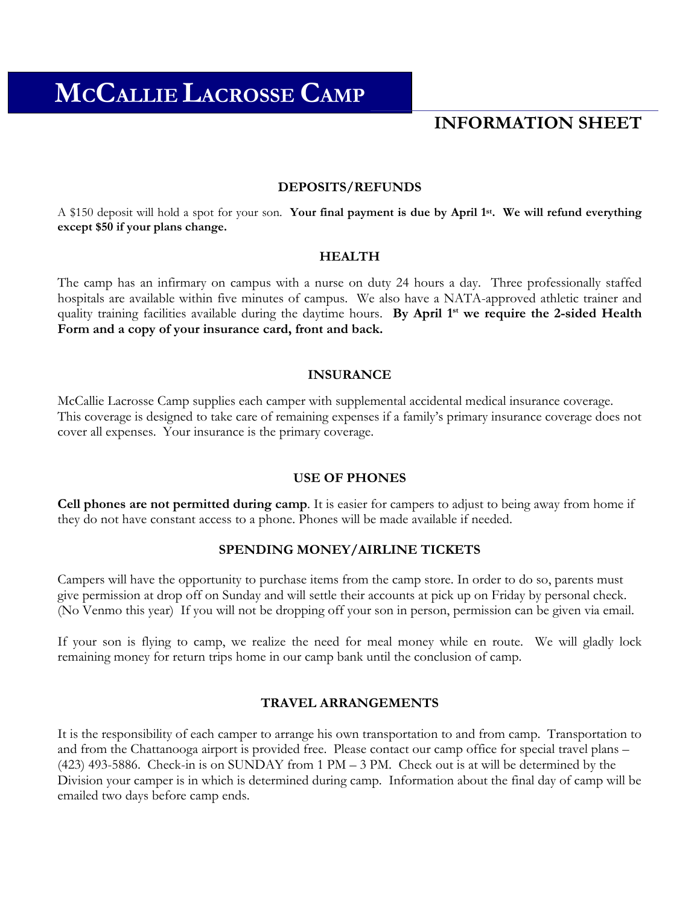# McCallie Lacrosse Camp

## INFORMATION SHEET

### DEPOSITS/REFUNDS

A $150 deposit will hold a spot for your son. **Your final payment is due by April 1st. We will refund everything except $50 if your plans change.**

### HEALTH

The camp has an infirmary on campus with a nurse on duty 24 hours a day. Three professionally staffed hospitals are available within five minutes of campus. We also have a NATA-approved athletic trainer and quality training facilities available during the daytime hours. **By April 1st we require the 2-sided Health Form and a copy of your insurance card, front and back.**

### INSURANCE

McCallie Lacrosse Camp supplies each camper with supplemental accidental medical insurance coverage. This coverage is designed to take care of remaining expenses if a family's primary insurance coverage does not cover all expenses. Your insurance is the primary coverage.

### USE OF PHONES

**Cell phones are not permitted during camp**. It is easier for campers to adjust to being away from home if they do not have constant access to a phone. Phones will be made available if needed.

### SPENDING MONEY/AIRLINE TICKETS

Campers will have the opportunity to purchase items from the camp store. In order to do so, parents must give permission at drop off on Sunday and will settle their accounts at pick up on Friday by personal check. (No Venmo this year) If you will not be dropping off your son in person, permission can be given via email.

If your son is flying to camp, we realize the need for meal money while en route. We will gladly lock remaining money for return trips home in our camp bank until the conclusion of camp.

### TRAVEL ARRANGEMENTS

It is the responsibility of each camper to arrange his own transportation to and from camp. Transportation to and from the Chattanooga airport is provided free. Please contact our camp office for special travel plans – (423) 493-5886. Check-in is on SUNDAY from 1 PM – 3 PM. Check out is at will be determined by the Division your camper is in which is determined during camp. Information about the final day of camp will be emailed two days before camp ends.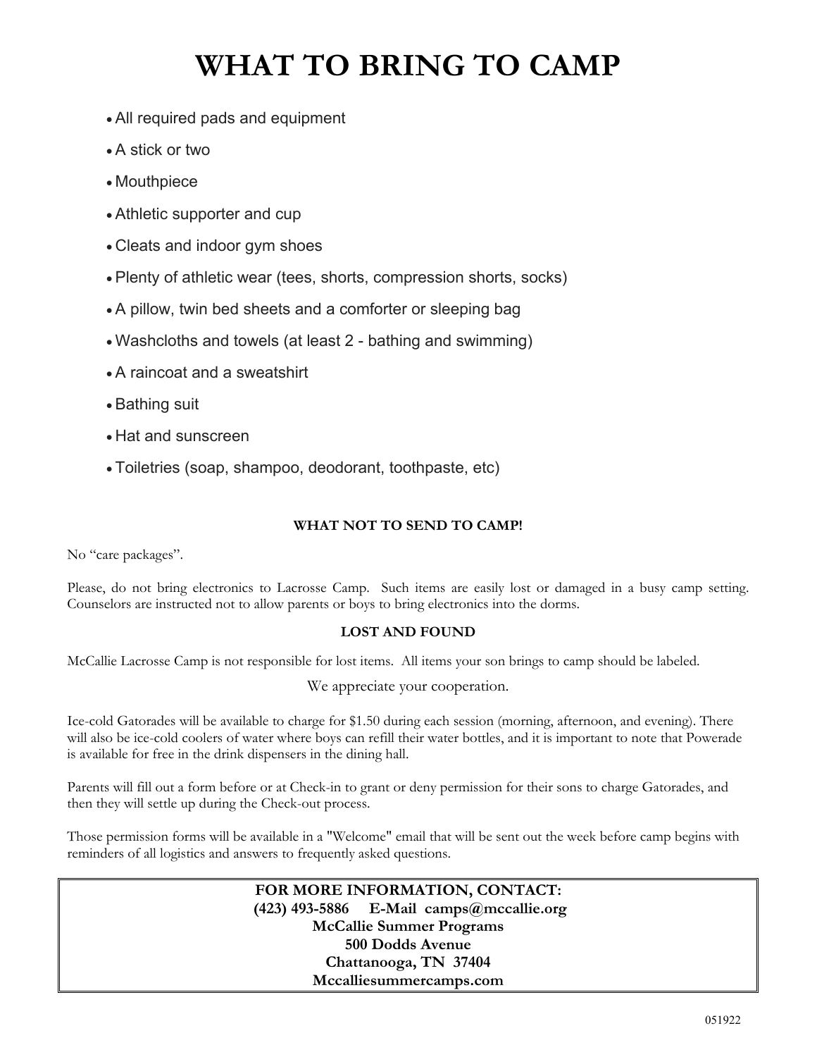# WHAT TO BRING TO CAMP

- All required pads and equipment
- A stick or two
- Mouthpiece
- Athletic supporter and cup
- Cleats and indoor gym shoes
- Plenty of athletic wear (tees, shorts, compression shorts, socks)
- A pillow, twin bed sheets and a comforter or sleeping bag
- Washcloths and towels (at least 2 - bathing and swimming)
- A raincoat and a sweatshirt
- Bathing suit
- Hat and sunscreen
- Toiletries (soap, shampoo, deodorant, toothpaste, etc)

**WHAT NOT TO SEND TO CAMP!**

No "care packages".

Please, do not bring electronics to Lacrosse Camp. Such items are easily lost or damaged in a busy camp setting. Counselors are instructed not to allow parents or boys to bring electronics into the dorms.

**LOST AND FOUND**

McCallie Lacrosse Camp is not responsible for lost items. All items your son brings to camp should be labeled.

We appreciate your cooperation.

Ice-cold Gatorades will be available to charge for $1.50 during each session (morning, afternoon, and evening). There will also be ice-cold coolers of water where boys can refill their water bottles, and it is important to note that Powerade is available for free in the drink dispensers in the dining hall.

Parents will fill out a form before or at Check-in to grant or deny permission for their sons to charge Gatorades, and then they will settle up during the Check-out process.

Those permission forms will be available in a "Welcome" email that will be sent out the week before camp begins with reminders of all logistics and answers to frequently asked questions.

**FOR MORE INFORMATION, CONTACT:**
**(423) 493-5886 E-Mail camps@mccallie.org**
**McCallie Summer Programs**
**500 Dodds Avenue**
**Chattanooga, TN 37404**
**Mccalliesummercamps.com**

051922